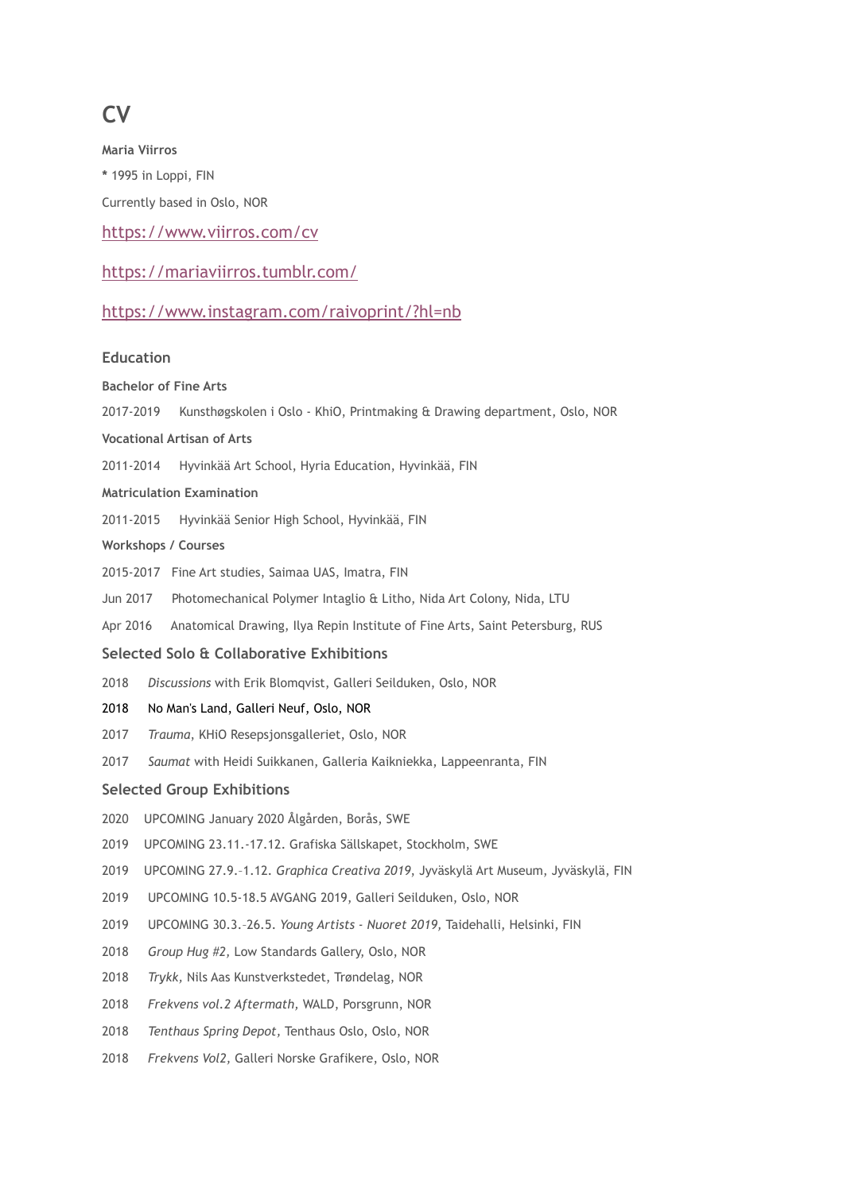# CV

**Maria Viirros**

* 1995 in Loppi, FIN

Currently based in Oslo, NOR

https://www.viirros.com/cv

https://mariaviirros.tumblr.com/

https://www.instagram.com/raivoprint/?hl=nb

## Education

**Bachelor of Fine Arts**

2017-2019 Kunsthøgskolen i Oslo - KhiO, Printmaking & Drawing department, Oslo, NOR

**Vocational Artisan of Arts**

2011-2014 Hyvinkää Art School, Hyria Education, Hyvinkää, FIN

**Matriculation Examination**

2011-2015 Hyvinkää Senior High School, Hyvinkää, FIN

**Workshops / Courses**

2015-2017 Fine Art studies, Saimaa UAS, Imatra, FIN

Jun 2017 Photomechanical Polymer Intaglio & Litho, Nida Art Colony, Nida, LTU

Apr 2016 Anatomical Drawing, Ilya Repin Institute of Fine Arts, Saint Petersburg, RUS

## Selected Solo & Collaborative Exhibitions

2018 *Discussions* with Erik Blomqvist, Galleri Seilduken, Oslo, NOR

2018 No Man's Land, Galleri Neuf, Oslo, NOR

2017 *Trauma*, KHiO Resepsjonsgalleriet, Oslo, NOR

2017 *Saumat* with Heidi Suikkanen, Galleria Kaikniekka, Lappeenranta, FIN

## Selected Group Exhibitions

2020 UPCOMING January 2020 Ålgården, Borås, SWE

2019 UPCOMING 23.11.-17.12. Grafiska Sällskapet, Stockholm, SWE

2019 UPCOMING 27.9.–1.12. *Graphica Creativa 2019*, Jyväskylä Art Museum, Jyväskylä, FIN

2019 UPCOMING 10.5-18.5 AVGANG 2019, Galleri Seilduken, Oslo, NOR

2019 UPCOMING 30.3.–26.5. *Young Artists - Nuoret 2019*, Taidehalli, Helsinki, FIN

2018 *Group Hug #2*, Low Standards Gallery, Oslo, NOR

2018 *Trykk*, Nils Aas Kunstverkstedet, Trøndelag, NOR

2018 *Frekvens vol.2 Aftermath*, WALD, Porsgrunn, NOR

2018 *Tenthaus Spring Depot*, Tenthaus Oslo, Oslo, NOR

2018 *Frekvens Vol2*, Galleri Norske Grafikere, Oslo, NOR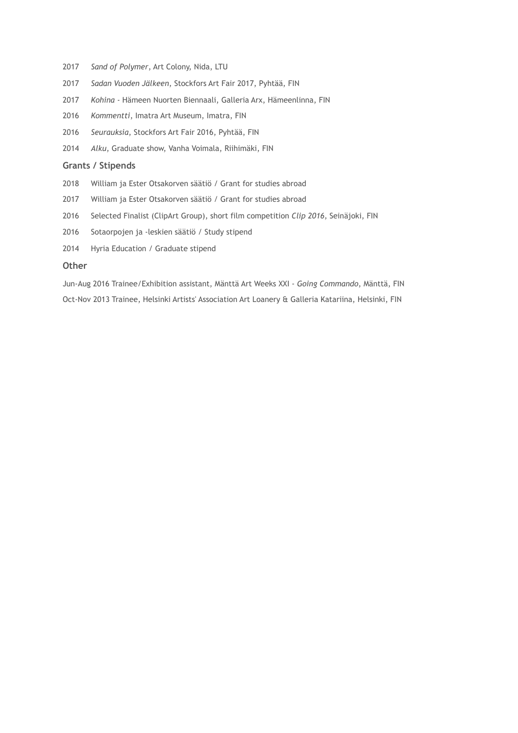2017 *Sand of Polymer*, Art Colony, Nida, LTU

2017 *Sadan Vuoden Jälkeen,* Stockfors Art Fair 2017, Pyhtää, FIN

2017 *Kohina* - Hämeen Nuorten Biennaali, Galleria Arx, Hämeenlinna, FIN

2016 *Kommentti*, Imatra Art Museum, Imatra, FIN

2016 *Seurauksia*, Stockfors Art Fair 2016, Pyhtää, FIN

2014 *Alku*, Graduate show, Vanha Voimala, Riihimäki, FIN

### Grants / Stipends

2018 William ja Ester Otsakorven säätiö / Grant for studies abroad

2017 William ja Ester Otsakorven säätiö / Grant for studies abroad

2016 Selected Finalist (ClipArt Group), short film competition *Clip 2016*, Seinäjoki, FIN

2016 Sotaorpojen ja -leskien säätiö / Study stipend

2014 Hyria Education / Graduate stipend

### Other

Jun-Aug 2016 Trainee/Exhibition assistant, Mänttä Art Weeks XXI - *Going Commando*, Mänttä, FIN

Oct-Nov 2013 Trainee, Helsinki Artists' Association Art Loanery & Galleria Katariina, Helsinki, FIN